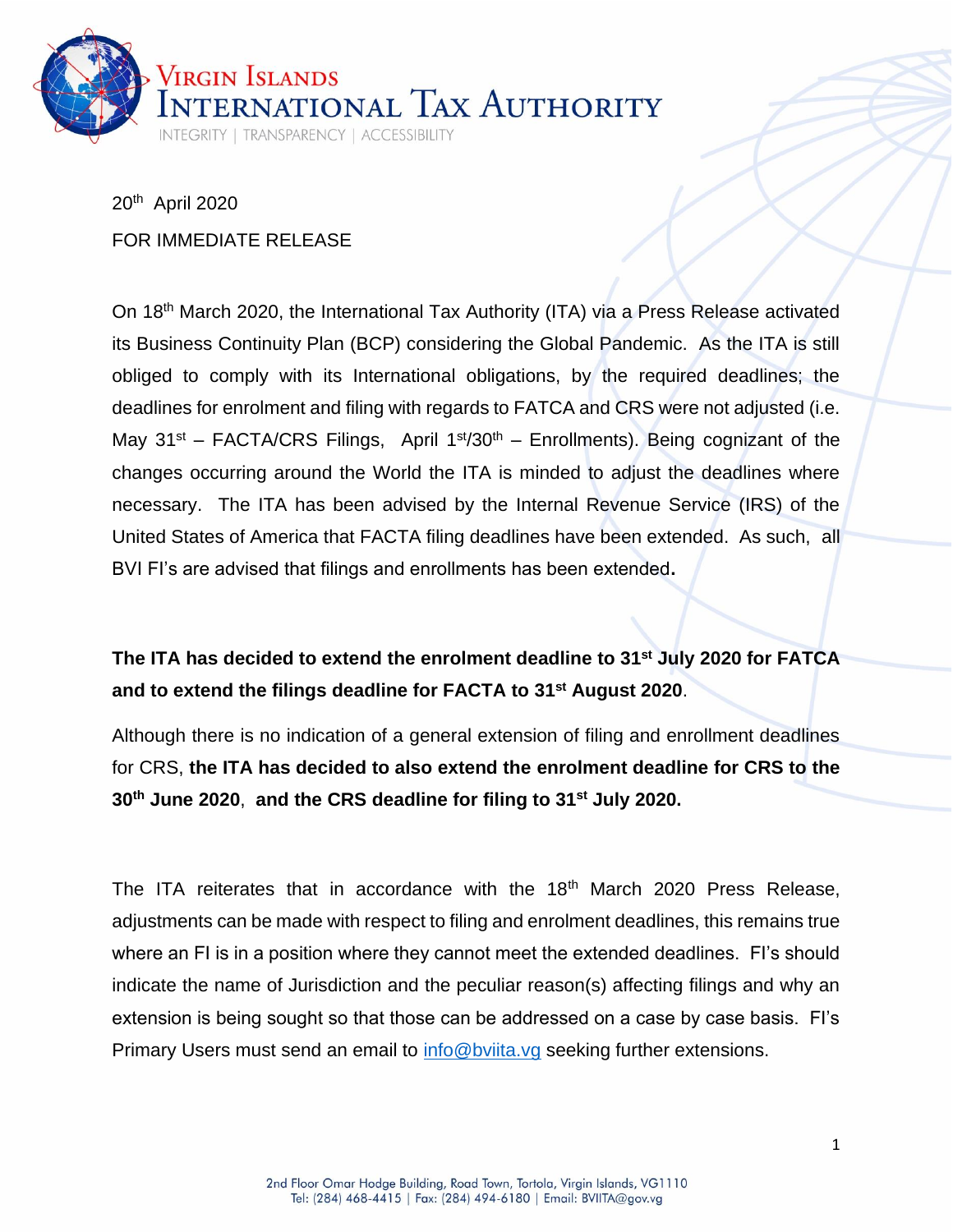# Virgin Islands International Tax Authority

INTEGRITY | TRANSPARENCY | ACCESSIBILITY

20th April 2020

FOR IMMEDIATE RELEASE

On 18th March 2020, the International Tax Authority (ITA) via a Press Release activated its Business Continuity Plan (BCP) considering the Global Pandemic. As the ITA is still obliged to comply with its International obligations, by the required deadlines; the deadlines for enrolment and filing with regards to FATCA and CRS were not adjusted (i.e. May 31st – FACTA/CRS Filings, April 1st/30th – Enrollments). Being cognizant of the changes occurring around the World the ITA is minded to adjust the deadlines where necessary. The ITA has been advised by the Internal Revenue Service (IRS) of the United States of America that FACTA filing deadlines have been extended. As such, all BVI FI's are advised that filings and enrollments has been extended.

**The ITA has decided to extend the enrolment deadline to 31st July 2020 for FATCA and to extend the filings deadline for FACTA to 31st August 2020.**

Although there is no indication of a general extension of filing and enrollment deadlines for CRS, **the ITA has decided to also extend the enrolment deadline for CRS to the 30th June 2020**, **and the CRS deadline for filing to 31st July 2020.**

The ITA reiterates that in accordance with the 18th March 2020 Press Release, adjustments can be made with respect to filing and enrolment deadlines, this remains true where an FI is in a position where they cannot meet the extended deadlines. FI's should indicate the name of Jurisdiction and the peculiar reason(s) affecting filings and why an extension is being sought so that those can be addressed on a case by case basis. FI's Primary Users must send an email to info@bviita.vg seeking further extensions.

2nd Floor Omar Hodge Building, Road Town, Tortola, Virgin Islands, VG1110
Tel: (284) 468-4415 | Fax: (284) 494-6180 | Email: BVIITA@gov.vg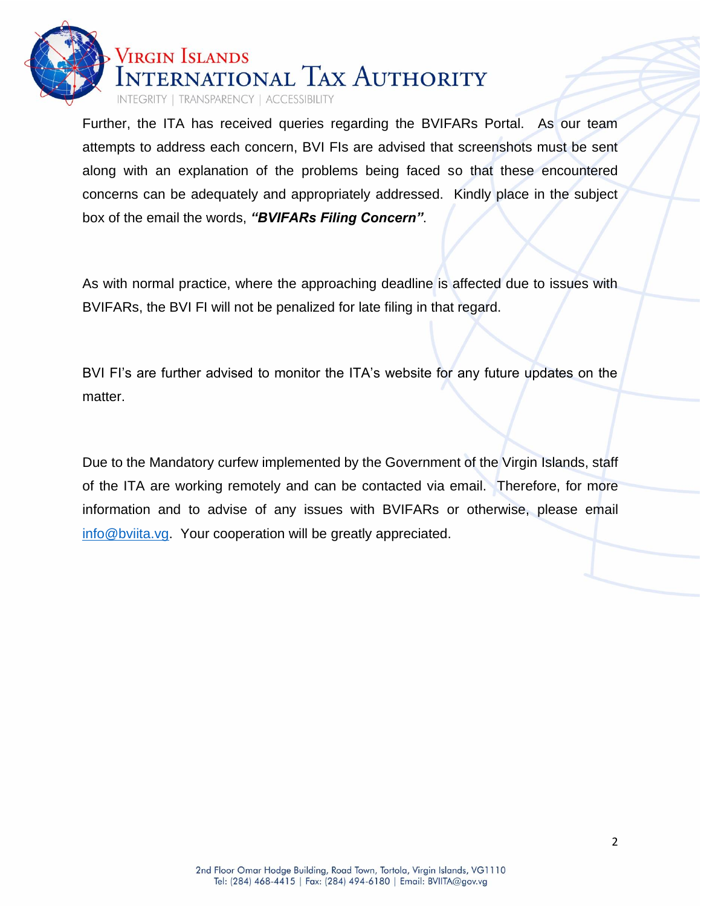Further, the ITA has received queries regarding the BVIFARs Portal. As our team attempts to address each concern, BVI FIs are advised that screenshots must be sent along with an explanation of the problems being faced so that these encountered concerns can be adequately and appropriately addressed. Kindly place in the subject box of the email the words, ***"BVIFARs Filing Concern"***.

As with normal practice, where the approaching deadline is affected due to issues with BVIFARs, the BVI FI will not be penalized for late filing in that regard.

BVI FI's are further advised to monitor the ITA's website for any future updates on the matter.

Due to the Mandatory curfew implemented by the Government of the Virgin Islands, staff of the ITA are working remotely and can be contacted via email. Therefore, for more information and to advise of any issues with BVIFARs or otherwise, please email info@bviita.vg. Your cooperation will be greatly appreciated.